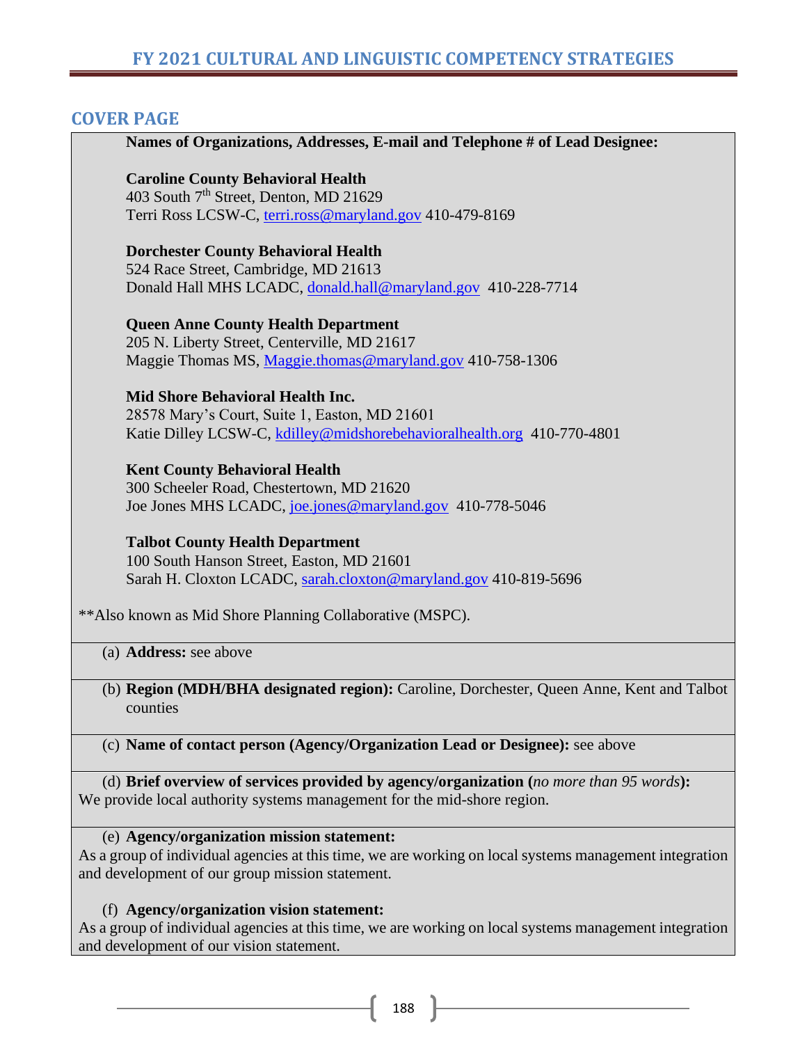# FY 2021 CULTURAL AND LINGUISTIC COMPETENCY STRATEGIES

## COVER PAGE

**Names of Organizations, Addresses, E-mail and Telephone # of Lead Designee:**

**Caroline County Behavioral Health**
403 South 7th Street, Denton, MD 21629
Terri Ross LCSW-C, terri.ross@maryland.gov 410-479-8169

**Dorchester County Behavioral Health**
524 Race Street, Cambridge, MD 21613
Donald Hall MHS LCADC, donald.hall@maryland.gov 410-228-7714

**Queen Anne County Health Department**
205 N. Liberty Street, Centerville, MD 21617
Maggie Thomas MS, Maggie.thomas@maryland.gov 410-758-1306

**Mid Shore Behavioral Health Inc.**
28578 Mary's Court, Suite 1, Easton, MD 21601
Katie Dilley LCSW-C, kdilley@midshorebehavioralhealth.org 410-770-4801

**Kent County Behavioral Health**
300 Scheeler Road, Chestertown, MD 21620
Joe Jones MHS LCADC, joe.jones@maryland.gov 410-778-5046

**Talbot County Health Department**
100 South Hanson Street, Easton, MD 21601
Sarah H. Cloxton LCADC, sarah.cloxton@maryland.gov 410-819-5696

**Also known as Mid Shore Planning Collaborative (MSPC).

(a) **Address:** see above

(b) **Region (MDH/BHA designated region):** Caroline, Dorchester, Queen Anne, Kent and Talbot counties

(c) **Name of contact person (Agency/Organization Lead or Designee):** see above

(d) **Brief overview of services provided by agency/organization (*no more than 95 words*):**
We provide local authority systems management for the mid-shore region.

(e) **Agency/organization mission statement:**
As a group of individual agencies at this time, we are working on local systems management integration and development of our group mission statement.

(f) **Agency/organization vision statement:**
As a group of individual agencies at this time, we are working on local systems management integration and development of our vision statement.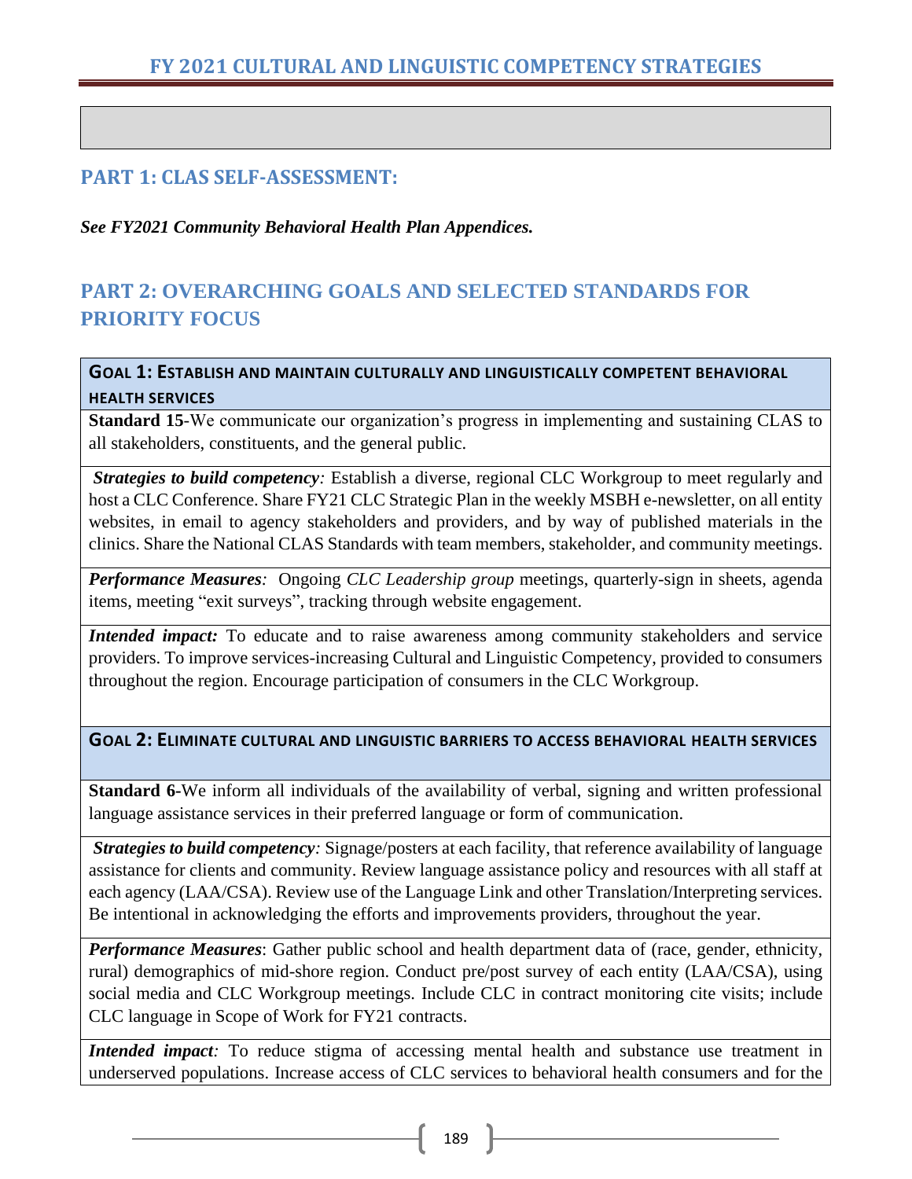# FY 2021 CULTURAL AND LINGUISTIC COMPETENCY STRATEGIES

## PART 1: CLAS SELF-ASSESSMENT:

***See FY2021 Community Behavioral Health Plan Appendices.***

## PART 2: OVERARCHING GOALS AND SELECTED STANDARDS FOR PRIORITY FOCUS

| **GOAL 1: ESTABLISH AND MAINTAIN CULTURALLY AND LINGUISTICALLY COMPETENT BEHAVIORAL HEALTH SERVICES** |
|---|
| **Standard 15**-We communicate our organization's progress in implementing and sustaining CLAS to all stakeholders, constituents, and the general public. |
| ***Strategies to build competency:*** Establish a diverse, regional CLC Workgroup to meet regularly and host a CLC Conference. Share FY21 CLC Strategic Plan in the weekly MSBH e-newsletter, on all entity websites, in email to agency stakeholders and providers, and by way of published materials in the clinics. Share the National CLAS Standards with team members, stakeholder, and community meetings. |
| ***Performance Measures:*** Ongoing *CLC Leadership group* meetings, quarterly-sign in sheets, agenda items, meeting "exit surveys", tracking through website engagement. |
| ***Intended impact:*** To educate and to raise awareness among community stakeholders and service providers. To improve services-increasing Cultural and Linguistic Competency, provided to consumers throughout the region. Encourage participation of consumers in the CLC Workgroup. |

| **GOAL 2: ELIMINATE CULTURAL AND LINGUISTIC BARRIERS TO ACCESS BEHAVIORAL HEALTH SERVICES** |
|---|
| **Standard 6**-We inform all individuals of the availability of verbal, signing and written professional language assistance services in their preferred language or form of communication. |
| ***Strategies to build competency:*** Signage/posters at each facility, that reference availability of language assistance for clients and community. Review language assistance policy and resources with all staff at each agency (LAA/CSA). Review use of the Language Link and other Translation/Interpreting services. Be intentional in acknowledging the efforts and improvements providers, throughout the year. |
| ***Performance Measures***: Gather public school and health department data of (race, gender, ethnicity, rural) demographics of mid-shore region. Conduct pre/post survey of each entity (LAA/CSA), using social media and CLC Workgroup meetings. Include CLC in contract monitoring cite visits; include CLC language in Scope of Work for FY21 contracts. |
| ***Intended impact:*** To reduce stigma of accessing mental health and substance use treatment in underserved populations. Increase access of CLC services to behavioral health consumers and for the |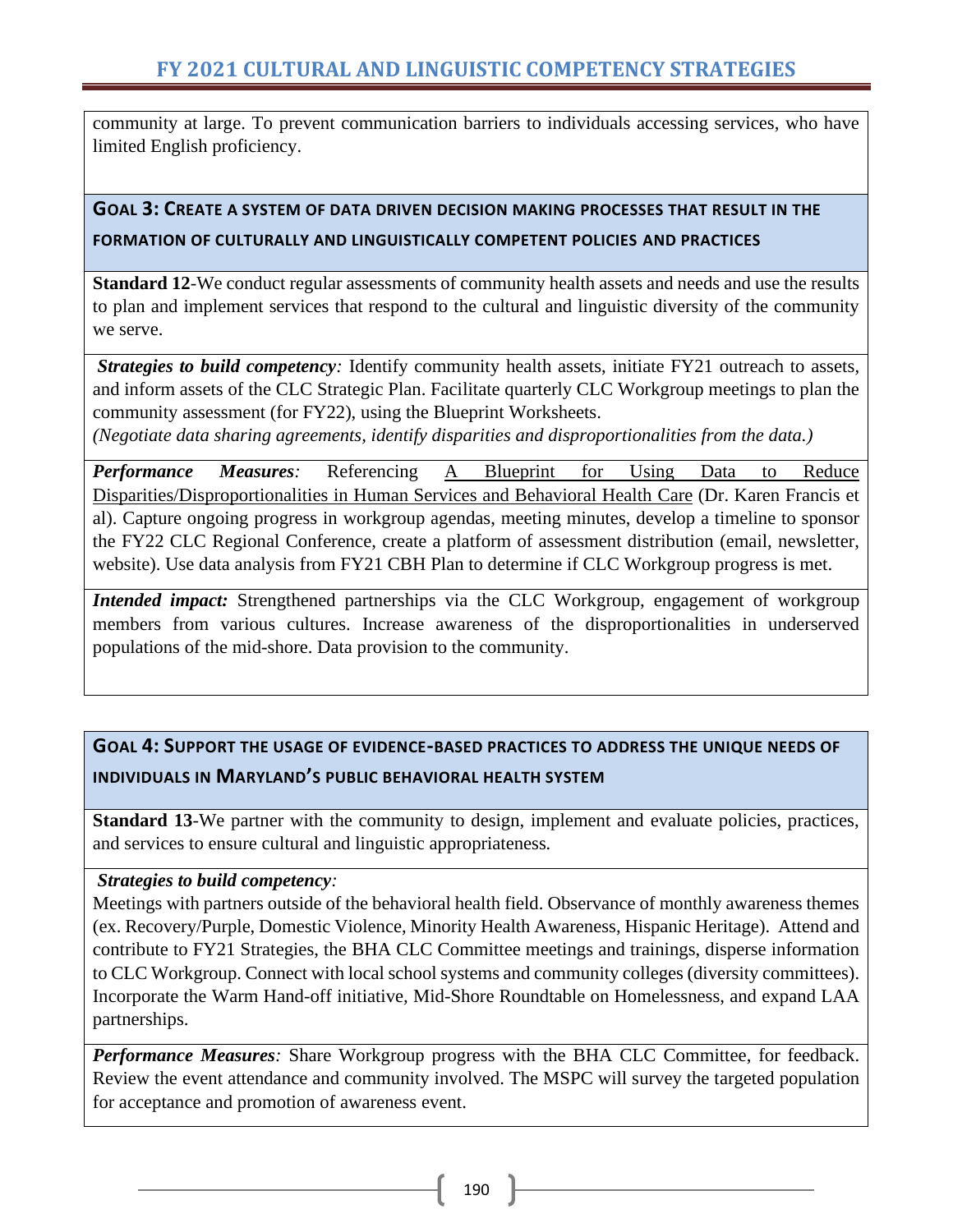community at large. To prevent communication barriers to individuals accessing services, who have limited English proficiency.

### GOAL 3: CREATE A SYSTEM OF DATA DRIVEN DECISION MAKING PROCESSES THAT RESULT IN THE FORMATION OF CULTURALLY AND LINGUISTICALLY COMPETENT POLICIES AND PRACTICES

**Standard 12**-We conduct regular assessments of community health assets and needs and use the results to plan and implement services that respond to the cultural and linguistic diversity of the community we serve.

***Strategies to build competency:*** Identify community health assets, initiate FY21 outreach to assets, and inform assets of the CLC Strategic Plan. Facilitate quarterly CLC Workgroup meetings to plan the community assessment (for FY22), using the Blueprint Worksheets.
*(Negotiate data sharing agreements, identify disparities and disproportionalities from the data.)*

***Performance Measures:*** Referencing <u>A Blueprint for Using Data to Reduce Disparities/Disproportionalities in Human Services and Behavioral Health Care</u> (Dr. Karen Francis et al). Capture ongoing progress in workgroup agendas, meeting minutes, develop a timeline to sponsor the FY22 CLC Regional Conference, create a platform of assessment distribution (email, newsletter, website). Use data analysis from FY21 CBH Plan to determine if CLC Workgroup progress is met.

***Intended impact:*** Strengthened partnerships via the CLC Workgroup, engagement of workgroup members from various cultures. Increase awareness of the disproportionalities in underserved populations of the mid-shore. Data provision to the community.

### GOAL 4: SUPPORT THE USAGE OF EVIDENCE-BASED PRACTICES TO ADDRESS THE UNIQUE NEEDS OF INDIVIDUALS IN MARYLAND'S PUBLIC BEHAVIORAL HEALTH SYSTEM

**Standard 13**-We partner with the community to design, implement and evaluate policies, practices, and services to ensure cultural and linguistic appropriateness.

***Strategies to build competency:***
Meetings with partners outside of the behavioral health field. Observance of monthly awareness themes (ex. Recovery/Purple, Domestic Violence, Minority Health Awareness, Hispanic Heritage). Attend and contribute to FY21 Strategies, the BHA CLC Committee meetings and trainings, disperse information to CLC Workgroup. Connect with local school systems and community colleges (diversity committees). Incorporate the Warm Hand-off initiative, Mid-Shore Roundtable on Homelessness, and expand LAA partnerships.

***Performance Measures:*** Share Workgroup progress with the BHA CLC Committee, for feedback. Review the event attendance and community involved. The MSPC will survey the targeted population for acceptance and promotion of awareness event.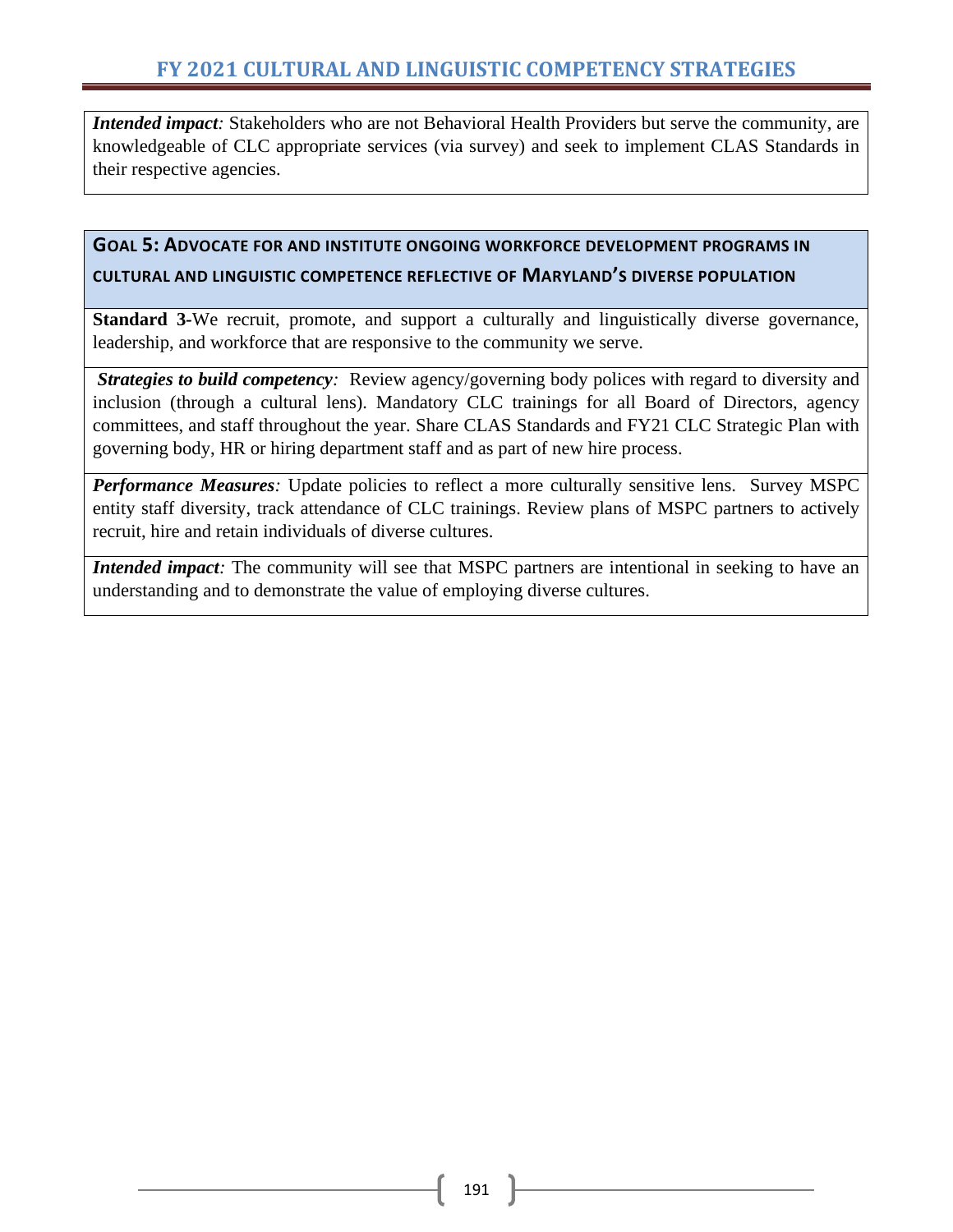***Intended impact**:* Stakeholders who are not Behavioral Health Providers but serve the community, are knowledgeable of CLC appropriate services (via survey) and seek to implement CLAS Standards in their respective agencies.

## GOAL 5: ADVOCATE FOR AND INSTITUTE ONGOING WORKFORCE DEVELOPMENT PROGRAMS IN CULTURAL AND LINGUISTIC COMPETENCE REFLECTIVE OF MARYLAND'S DIVERSE POPULATION

**Standard 3**-We recruit, promote, and support a culturally and linguistically diverse governance, leadership, and workforce that are responsive to the community we serve.

***Strategies to build competency**:* Review agency/governing body polices with regard to diversity and inclusion (through a cultural lens). Mandatory CLC trainings for all Board of Directors, agency committees, and staff throughout the year. Share CLAS Standards and FY21 CLC Strategic Plan with governing body, HR or hiring department staff and as part of new hire process.

***Performance Measures**:* Update policies to reflect a more culturally sensitive lens. Survey MSPC entity staff diversity, track attendance of CLC trainings. Review plans of MSPC partners to actively recruit, hire and retain individuals of diverse cultures.

***Intended impact**:* The community will see that MSPC partners are intentional in seeking to have an understanding and to demonstrate the value of employing diverse cultures.